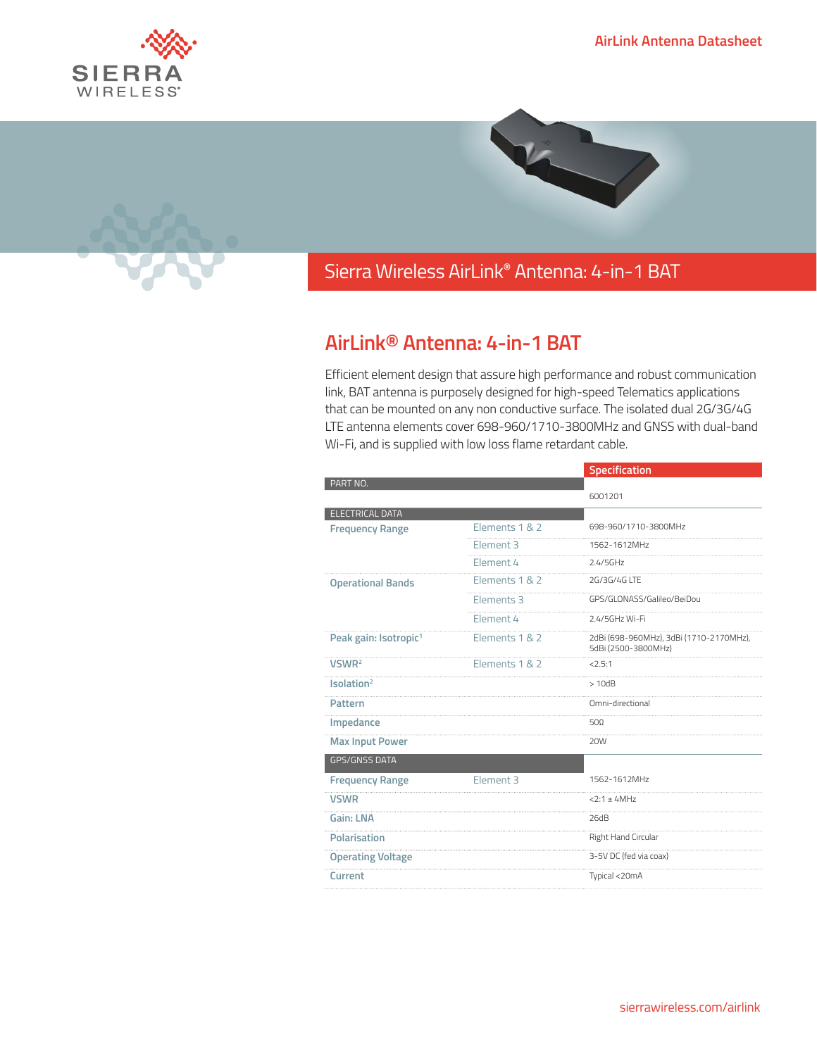AirLink Antenna Datasheet

# Sierra Wireless AirLink® Antenna: 4-in-1 BAT

## AirLink® Antenna: 4-in-1 BAT

Efficient element design that assure high performance and robust communication link, BAT antenna is purposely designed for high-speed Telematics applications that can be mounted on any non conductive surface. The isolated dual 2G/3G/4G LTE antenna elements cover 698-960/1710-3800MHz and GNSS with dual-band Wi-Fi, and is supplied with low loss flame retardant cable.

| | | Specification |
|---|---|---|
| PART NO. | | |
| | | 6001201 |
| ELECTRICAL DATA | | |
| Frequency Range | Elements 1 & 2 | 698-960/1710-3800MHz |
| | Element 3 | 1562-1612MHz |
| | Element 4 | 2.4/5GHz |
| Operational Bands | Elements 1 & 2 | 2G/3G/4G LTE |
| | Elements 3 | GPS/GLONASS/Galileo/BeiDou |
| | Element 4 | 2.4/5GHz Wi-Fi |
| Peak gain: Isotropic[1] | Elements 1 & 2 | 2dBi (698-960MHz), 3dBi (1710-2170MHz), 5dBi (2500-3800MHz) |
| VSWR[2] | Elements 1 & 2 | <2.5:1 |
| Isolation[2] | | > 10dB |
| Pattern | | Omni-directional |
| Impedance | | 50Ω |
| Max Input Power | | 20W |
| GPS/GNSS DATA | | |
| Frequency Range | Element 3 | 1562-1612MHz |
| VSWR | | <2:1 ± 4MHz |
| Gain: LNA | | 26dB |
| Polarisation | | Right Hand Circular |
| Operating Voltage | | 3-5V DC (fed via coax) |
| Current | | Typical <20mA |

sierrawireless.com/airlink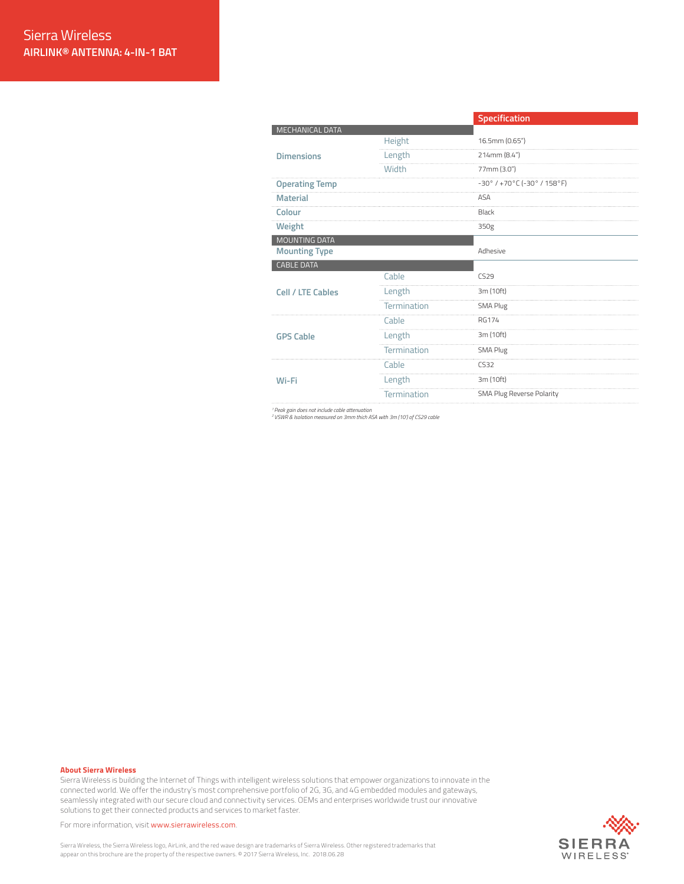Sierra Wireless

**AIRLINK® ANTENNA: 4-IN-1 BAT**

| | | Specification |
|---|---|---|
| MECHANICAL DATA | | |
| Dimensions | Height | 16.5mm (0.65") |
| | Length | 214mm (8.4") |
| | Width | 77mm (3.0") |
| Operating Temp | | -30° / +70°C (-30° / 158°F) |
| Material | | ASA |
| Colour | | Black |
| Weight | | 350g |
| MOUNTING DATA | | |
| Mounting Type | | Adhesive |
| CABLE DATA | | |
| Cell / LTE Cables | Cable | CS29 |
| | Length | 3m (10ft) |
| | Termination | SMA Plug |
| GPS Cable | Cable | RG174 |
| | Length | 3m (10ft) |
| | Termination | SMA Plug |
| Wi-Fi | Cable | CS32 |
| | Length | 3m (10ft) |
| | Termination | SMA Plug Reverse Polarity |

*[1] Peak gain does not include cable attenuation*
*[2] VSWR & Isolation measured on 3mm thich ASA with 3m (10') of CS29 cable*

**About Sierra Wireless**

Sierra Wireless is building the Internet of Things with intelligent wireless solutions that empower organizations to innovate in the connected world. We offer the industry's most comprehensive portfolio of 2G, 3G, and 4G embedded modules and gateways, seamlessly integrated with our secure cloud and connectivity services. OEMs and enterprises worldwide trust our innovative solutions to get their connected products and services to market faster.

For more information, visit www.sierrawireless.com.

Sierra Wireless, the Sierra Wireless logo, AirLink, and the red wave design are trademarks of Sierra Wireless. Other registered trademarks that appear on this brochure are the property of the respective owners. © 2017 Sierra Wireless, Inc. 2018.06.28

SIERRA WIRELESS